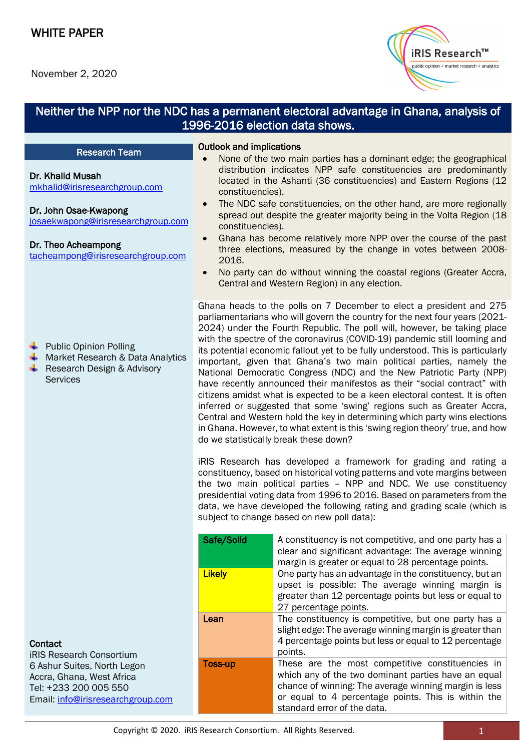WHITE PAPER

November 2, 2020

# Neither the NPP nor the NDC has a permanent electoral advantage in Ghana, analysis of 1996-2016 election data shows.

## Research Team

**Dr. Khalid Musah**
mkhalid@irisresearchgroup.com

**Dr. John Osae-Kwapong**
josaekwapong@irisresearchgroup.com

**Dr. Theo Acheampong**
tacheampong@irisresearchgroup.com

- Public Opinion Polling
- Market Research & Data Analytics
- Research Design & Advisory Services

**Contact**
iRIS Research Consortium
6 Ashur Suites, North Legon
Accra, Ghana, West Africa
Tel: +233 200 005 550
Email: info@irisresearchgroup.com

## Outlook and implications

- None of the two main parties has a dominant edge; the geographical distribution indicates NPP safe constituencies are predominantly located in the Ashanti (36 constituencies) and Eastern Regions (12 constituencies).
- The NDC safe constituencies, on the other hand, are more regionally spread out despite the greater majority being in the Volta Region (18 constituencies).
- Ghana has become relatively more NPP over the course of the past three elections, measured by the change in votes between 2008-2016.
- No party can do without winning the coastal regions (Greater Accra, Central and Western Region) in any election.

Ghana heads to the polls on 7 December to elect a president and 275 parliamentarians who will govern the country for the next four years (2021-2024) under the Fourth Republic. The poll will, however, be taking place with the spectre of the coronavirus (COVID-19) pandemic still looming and its potential economic fallout yet to be fully understood. This is particularly important, given that Ghana's two main political parties, namely the National Democratic Congress (NDC) and the New Patriotic Party (NPP) have recently announced their manifestos as their "social contract" with citizens amidst what is expected to be a keen electoral contest. It is often inferred or suggested that some 'swing' regions such as Greater Accra, Central and Western hold the key in determining which party wins elections in Ghana. However, to what extent is this 'swing region theory' true, and how do we statistically break these down?

iRIS Research has developed a framework for grading and rating a constituency, based on historical voting patterns and vote margins between the two main political parties – NPP and NDC. We use constituency presidential voting data from 1996 to 2016. Based on parameters from the data, we have developed the following rating and grading scale (which is subject to change based on new poll data):

| Rating | Description |
|---|---|
| **Safe/Solid** | A constituency is not competitive, and one party has a clear and significant advantage: The average winning margin is greater or equal to 28 percentage points. |
| **Likely** | One party has an advantage in the constituency, but an upset is possible: The average winning margin is greater than 12 percentage points but less or equal to 27 percentage points. |
| **Lean** | The constituency is competitive, but one party has a slight edge: The average winning margin is greater than 4 percentage points but less or equal to 12 percentage points. |
| **Toss-up** | These are the most competitive constituencies in which any of the two dominant parties have an equal chance of winning: The average winning margin is less or equal to 4 percentage points. This is within the standard error of the data. |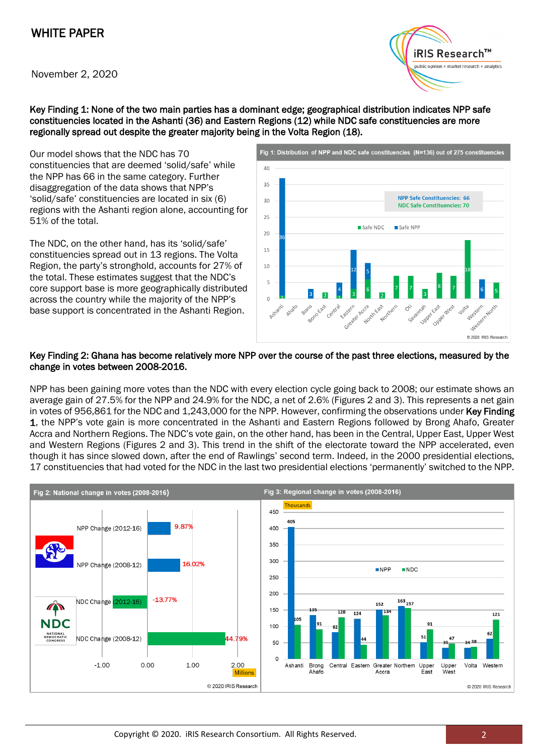# WHITE PAPER

November 2, 2020

**Key Finding 1: None of the two main parties has a dominant edge; geographical distribution indicates NPP safe constituencies located in the Ashanti (36) and Eastern Regions (12) while NDC safe constituencies are more regionally spread out despite the greater majority being in the Volta Region (18).**

Our model shows that the NDC has 70 constituencies that are deemed 'solid/safe' while the NPP has 66 in the same category. Further disaggregation of the data shows that NPP's 'solid/safe' constituencies are located in six (6) regions with the Ashanti region alone, accounting for 51% of the total.

The NDC, on the other hand, has its 'solid/safe' constituencies spread out in 13 regions. The Volta Region, the party's stronghold, accounts for 27% of the total. These estimates suggest that the NDC's core support base is more geographically distributed across the country while the majority of the NPP's base support is concentrated in the Ashanti Region.

Fig 1: Distribution of NPP and NDC safe constituencies (N=136) out of 275 constituencies

| Region | Safe NPP | Safe NDC |
|---|---|---|
| Ashanti | 36 | 1 |
| Ahafo | | |
| Bono | 3 | |
| Bono East | | 2 |
| Central | 4 | 1 |
| Eastern | 12 | 3 |
| Greater Accra | 5 | 6 |
| North East | | 2 |
| Northern | | 7 |
| Oti | | 7 |
| Savannah | | 3 |
| Upper East | | 8 |
| Upper West | | 7 |
| Volta | | 18 |
| Western | 6 | |
| Western North | | 5 |

NPP Safe Constituencies: 66
NDC Safe Constituencies: 70

© 2020 IRIS Research

**Key Finding 2: Ghana has become relatively more NPP over the course of the past three elections, measured by the change in votes between 2008-2016.**

NPP has been gaining more votes than the NDC with every election cycle going back to 2008; our estimate shows an average gain of 27.5% for the NPP and 24.9% for the NDC, a net of 2.6% (Figures 2 and 3). This represents a net gain in votes of 956,861 for the NDC and 1,243,000 for the NPP. However, confirming the observations under **Key Finding 1**, the NPP's vote gain is more concentrated in the Ashanti and Eastern Regions followed by Brong Ahafo, Greater Accra and Northern Regions. The NDC's vote gain, on the other hand, has been in the Central, Upper East, Upper West and Western Regions (Figures 2 and 3). This trend in the shift of the electorate toward the NPP accelerated, even though it has since slowed down, after the end of Rawlings' second term. Indeed, in the 2000 presidential elections, 17 constituencies that had voted for the NDC in the last two presidential elections 'permanently' switched to the NPP.

Fig 2: National change in votes (2008-2016)

| | Change (Millions) |
|---|---|
| NPP Change (2012-16) | 9.87% |
| NPP Change (2008-12) | 16.02% |
| NDC Change (2012-16) | -13.77% |
| NDC Change (2008-12) | 44.79% |

© 2020 IRIS Research

Fig 3: Regional change in votes (2008-2016)

| Region (Thousands) | NPP | NDC |
|---|---|---|
| Ashanti | 405 | 105 |
| Brong Ahafo | 135 | 91 |
| Central | 82 | 128 |
| Eastern | 124 | 44 |
| Greater Accra | 152 | 134 |
| Northern | 163 | 157 |
| Upper East | 51 | 91 |
| Upper West | 35 | 47 |
| Volta | 34 | 38 |
| Western | 62 | 121 |

© 2020 IRIS Research

Copyright © 2020. iRIS Research Consortium. All Rights Reserved.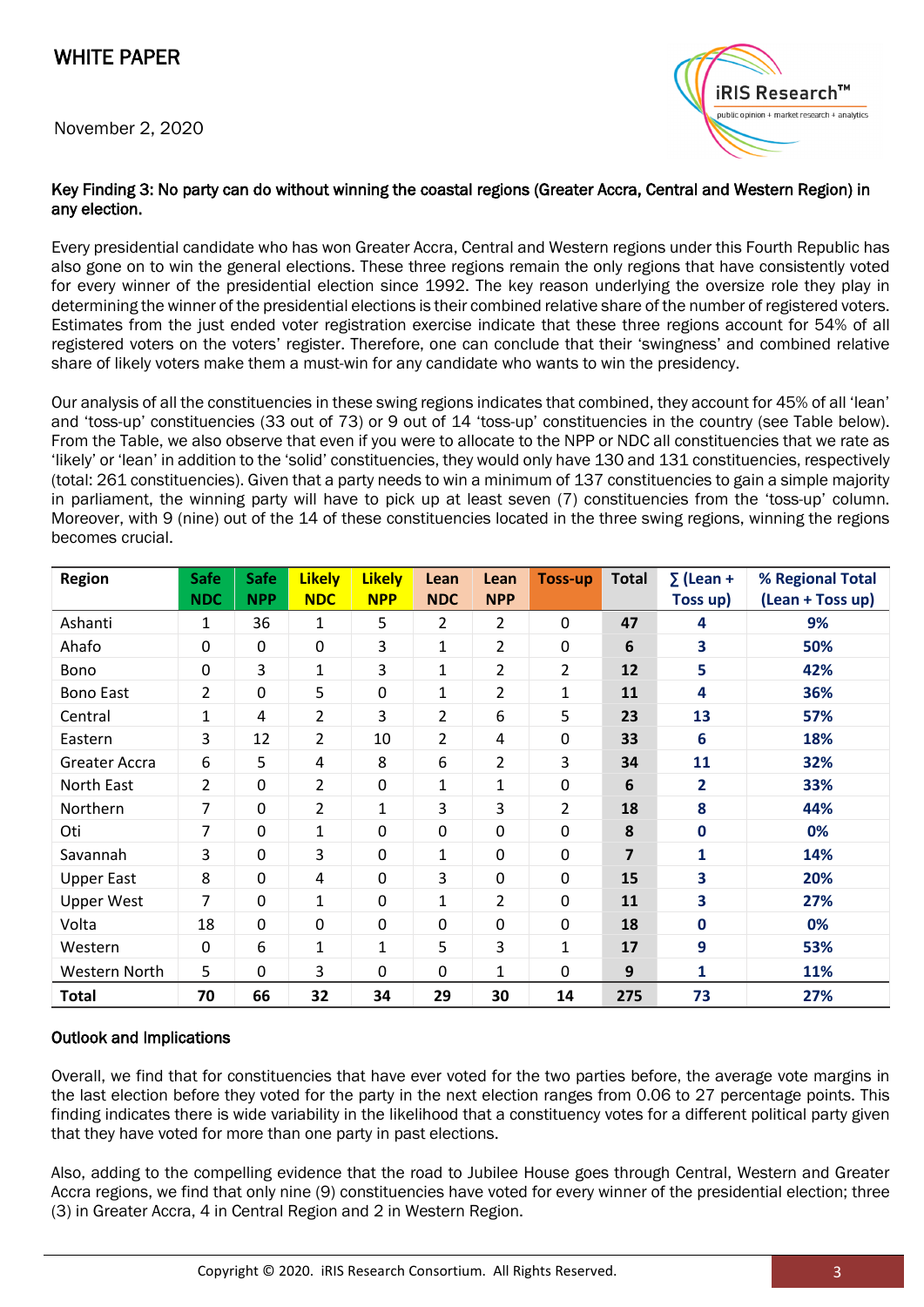**Key Finding 3: No party can do without winning the coastal regions (Greater Accra, Central and Western Region) in any election.**

Every presidential candidate who has won Greater Accra, Central and Western regions under this Fourth Republic has also gone on to win the general elections. These three regions remain the only regions that have consistently voted for every winner of the presidential election since 1992. The key reason underlying the oversize role they play in determining the winner of the presidential elections is their combined relative share of the number of registered voters. Estimates from the just ended voter registration exercise indicate that these three regions account for 54% of all registered voters on the voters' register. Therefore, one can conclude that their 'swingness' and combined relative share of likely voters make them a must-win for any candidate who wants to win the presidency.

Our analysis of all the constituencies in these swing regions indicates that combined, they account for 45% of all 'lean' and 'toss-up' constituencies (33 out of 73) or 9 out of 14 'toss-up' constituencies in the country (see Table below). From the Table, we also observe that even if you were to allocate to the NPP or NDC all constituencies that we rate as 'likely' or 'lean' in addition to the 'solid' constituencies, they would only have 130 and 131 constituencies, respectively (total: 261 constituencies). Given that a party needs to win a minimum of 137 constituencies to gain a simple majority in parliament, the winning party will have to pick up at least seven (7) constituencies from the 'toss-up' column. Moreover, with 9 (nine) out of the 14 of these constituencies located in the three swing regions, winning the regions becomes crucial.

| Region | Safe NDC | Safe NPP | Likely NDC | Likely NPP | Lean NDC | Lean NPP | Toss-up | Total | ∑ (Lean + Toss up) | % Regional Total (Lean + Toss up) |
|---|---|---|---|---|---|---|---|---|---|---|
| Ashanti | 1 | 36 | 1 | 5 | 2 | 2 | 0 | **47** | **4** | **9%** |
| Ahafo | 0 | 0 | 0 | 3 | 1 | 2 | 0 | **6** | **3** | **50%** |
| Bono | 0 | 3 | 1 | 3 | 1 | 2 | 2 | **12** | **5** | **42%** |
| Bono East | 2 | 0 | 5 | 0 | 1 | 2 | 1 | **11** | **4** | **36%** |
| Central | 1 | 4 | 2 | 3 | 2 | 6 | 5 | **23** | **13** | **57%** |
| Eastern | 3 | 12 | 2 | 10 | 2 | 4 | 0 | **33** | **6** | **18%** |
| Greater Accra | 6 | 5 | 4 | 8 | 6 | 2 | 3 | **34** | **11** | **32%** |
| North East | 2 | 0 | 2 | 0 | 1 | 1 | 0 | **6** | **2** | **33%** |
| Northern | 7 | 0 | 2 | 1 | 3 | 3 | 2 | **18** | **8** | **44%** |
| Oti | 7 | 0 | 1 | 0 | 0 | 0 | 0 | **8** | **0** | **0%** |
| Savannah | 3 | 0 | 3 | 0 | 1 | 0 | 0 | **7** | **1** | **14%** |
| Upper East | 8 | 0 | 4 | 0 | 3 | 0 | 0 | **15** | **3** | **20%** |
| Upper West | 7 | 0 | 1 | 0 | 1 | 2 | 0 | **11** | **3** | **27%** |
| Volta | 18 | 0 | 0 | 0 | 0 | 0 | 0 | **18** | **0** | **0%** |
| Western | 0 | 6 | 1 | 1 | 5 | 3 | 1 | **17** | **9** | **53%** |
| Western North | 5 | 0 | 3 | 0 | 0 | 1 | 0 | **9** | **1** | **11%** |
| **Total** | **70** | **66** | **32** | **34** | **29** | **30** | **14** | **275** | **73** | **27%** |

**Outlook and Implications**

Overall, we find that for constituencies that have ever voted for the two parties before, the average vote margins in the last election before they voted for the party in the next election ranges from 0.06 to 27 percentage points. This finding indicates there is wide variability in the likelihood that a constituency votes for a different political party given that they have voted for more than one party in past elections.

Also, adding to the compelling evidence that the road to Jubilee House goes through Central, Western and Greater Accra regions, we find that only nine (9) constituencies have voted for every winner of the presidential election; three (3) in Greater Accra, 4 in Central Region and 2 in Western Region.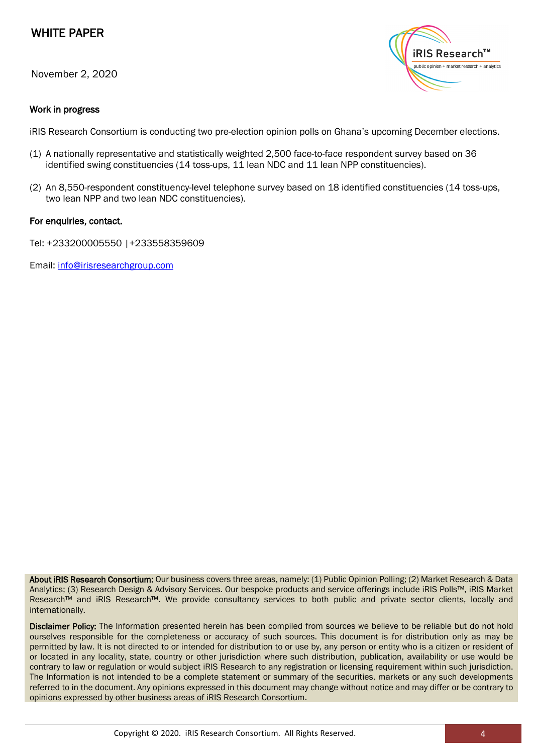WHITE PAPER

November 2, 2020

**Work in progress**

iRIS Research Consortium is conducting two pre-election opinion polls on Ghana's upcoming December elections.

(1) A nationally representative and statistically weighted 2,500 face-to-face respondent survey based on 36 identified swing constituencies (14 toss-ups, 11 lean NDC and 11 lean NPP constituencies).

(2) An 8,550-respondent constituency-level telephone survey based on 18 identified constituencies (14 toss-ups, two lean NPP and two lean NDC constituencies).

**For enquiries, contact.**

Tel: +233200005550 |+233558359609

Email: info@irisresearchgroup.com

**About iRIS Research Consortium:** Our business covers three areas, namely: (1) Public Opinion Polling; (2) Market Research & Data Analytics; (3) Research Design & Advisory Services. Our bespoke products and service offerings include iRIS Polls™, iRIS Market Research™ and iRIS Research™. We provide consultancy services to both public and private sector clients, locally and internationally.

**Disclaimer Policy:** The Information presented herein has been compiled from sources we believe to be reliable but do not hold ourselves responsible for the completeness or accuracy of such sources. This document is for distribution only as may be permitted by law. It is not directed to or intended for distribution to or use by, any person or entity who is a citizen or resident of or located in any locality, state, country or other jurisdiction where such distribution, publication, availability or use would be contrary to law or regulation or would subject iRIS Research to any registration or licensing requirement within such jurisdiction. The Information is not intended to be a complete statement or summary of the securities, markets or any such developments referred to in the document. Any opinions expressed in this document may change without notice and may differ or be contrary to opinions expressed by other business areas of iRIS Research Consortium.

Copyright © 2020. iRIS Research Consortium. All Rights Reserved.